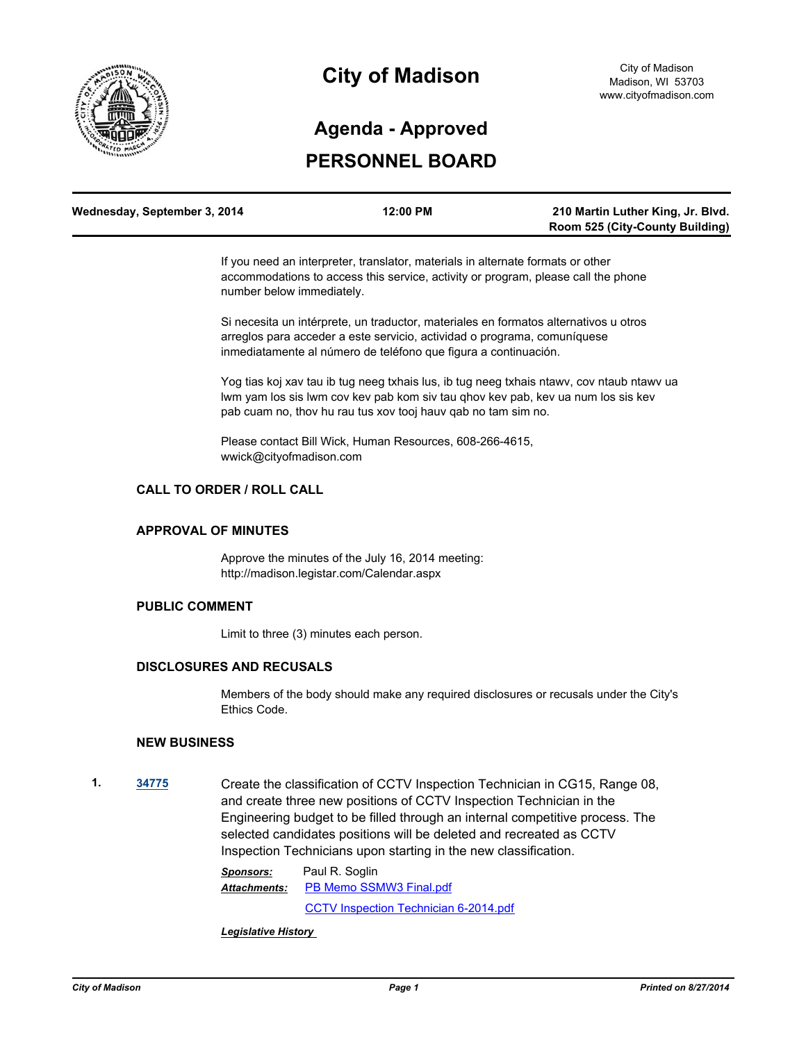# City of Madison

City of Madison
Madison, WI 53703
www.cityofmadison.com

## Agenda - Approved

## PERSONNEL BOARD

| Wednesday, September 3, 2014 | 12:00 PM | 210 Martin Luther King, Jr. Blvd. Room 525 (City-County Building) |
|---|---|---|

If you need an interpreter, translator, materials in alternate formats or other accommodations to access this service, activity or program, please call the phone number below immediately.

Si necesita un intérprete, un traductor, materiales en formatos alternativos u otros arreglos para acceder a este servicio, actividad o programa, comuníquese inmediatamente al número de teléfono que figura a continuación.

Yog tias koj xav tau ib tug neeg txhais lus, ib tug neeg txhais ntawv, cov ntaub ntawv ua lwm yam los sis lwm cov kev pab kom siv tau qhov kev pab, kev ua num los sis kev pab cuam no, thov hu rau tus xov tooj hauv qab no tam sim no.

Please contact Bill Wick, Human Resources, 608-266-4615, wwick@cityofmadison.com

### CALL TO ORDER / ROLL CALL

### APPROVAL OF MINUTES

Approve the minutes of the July 16, 2014 meeting: http://madison.legistar.com/Calendar.aspx

### PUBLIC COMMENT

Limit to three (3) minutes each person.

### DISCLOSURES AND RECUSALS

Members of the body should make any required disclosures or recusals under the City's Ethics Code.

### NEW BUSINESS

**1.** **34775** Create the classification of CCTV Inspection Technician in CG15, Range 08, and create three new positions of CCTV Inspection Technician in the Engineering budget to be filled through an internal competitive process. The selected candidates positions will be deleted and recreated as CCTV Inspection Technicians upon starting in the new classification.

***Sponsors:*** Paul R. Soglin

***Attachments:*** PB Memo SSMW3 Final.pdf
CCTV Inspection Technician 6-2014.pdf

***Legislative History***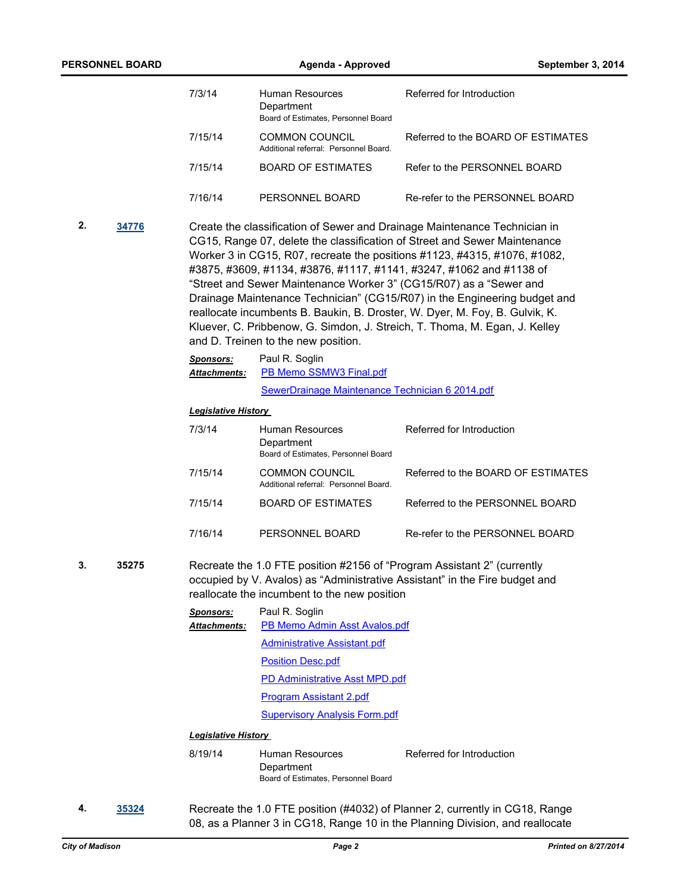| | | |
|---|---|---|
| 7/3/14 | Human Resources Department<br>Board of Estimates, Personnel Board | Referred for Introduction |
| 7/15/14 | COMMON COUNCIL<br>Additional referral: Personnel Board. | Referred to the BOARD OF ESTIMATES |
| 7/15/14 | BOARD OF ESTIMATES | Refer to the PERSONNEL BOARD |
| 7/16/14 | PERSONNEL BOARD | Re-refer to the PERSONNEL BOARD |

**2.** [34776](34776)

Create the classification of Sewer and Drainage Maintenance Technician in CG15, Range 07, delete the classification of Street and Sewer Maintenance Worker 3 in CG15, R07, recreate the positions #1123, #4315, #1076, #1082, #3875, #3609, #1134, #3876, #1117, #1141, #3247, #1062 and #1138 of "Street and Sewer Maintenance Worker 3" (CG15/R07) as a "Sewer and Drainage Maintenance Technician" (CG15/R07) in the Engineering budget and reallocate incumbents B. Baukin, B. Droster, W. Dyer, M. Foy, B. Gulvik, K. Kluever, C. Pribbenow, G. Simdon, J. Streich, T. Thoma, M. Egan, J. Kelley and D. Treinen to the new position.

***Sponsors:*** Paul R. Soglin

***Attachments:*** PB Memo SSMW3 Final.pdf
SewerDrainage Maintenance Technician 6 2014.pdf

***Legislative History***

| | | |
|---|---|---|
| 7/3/14 | Human Resources Department<br>Board of Estimates, Personnel Board | Referred for Introduction |
| 7/15/14 | COMMON COUNCIL<br>Additional referral: Personnel Board. | Referred to the BOARD OF ESTIMATES |
| 7/15/14 | BOARD OF ESTIMATES | Referred to the PERSONNEL BOARD |
| 7/16/14 | PERSONNEL BOARD | Re-refer to the PERSONNEL BOARD |

**3.** 35275

Recreate the 1.0 FTE position #2156 of "Program Assistant 2" (currently occupied by V. Avalos) as "Administrative Assistant" in the Fire budget and reallocate the incumbent to the new position

***Sponsors:*** Paul R. Soglin

***Attachments:*** PB Memo Admin Asst Avalos.pdf
Administrative Assistant.pdf
Position Desc.pdf
PD Administrative Asst MPD.pdf
Program Assistant 2.pdf
Supervisory Analysis Form.pdf

***Legislative History***

| | | |
|---|---|---|
| 8/19/14 | Human Resources Department<br>Board of Estimates, Personnel Board | Referred for Introduction |

**4.** [35324](35324)

Recreate the 1.0 FTE position (#4032) of Planner 2, currently in CG18, Range 08, as a Planner 3 in CG18, Range 10 in the Planning Division, and reallocate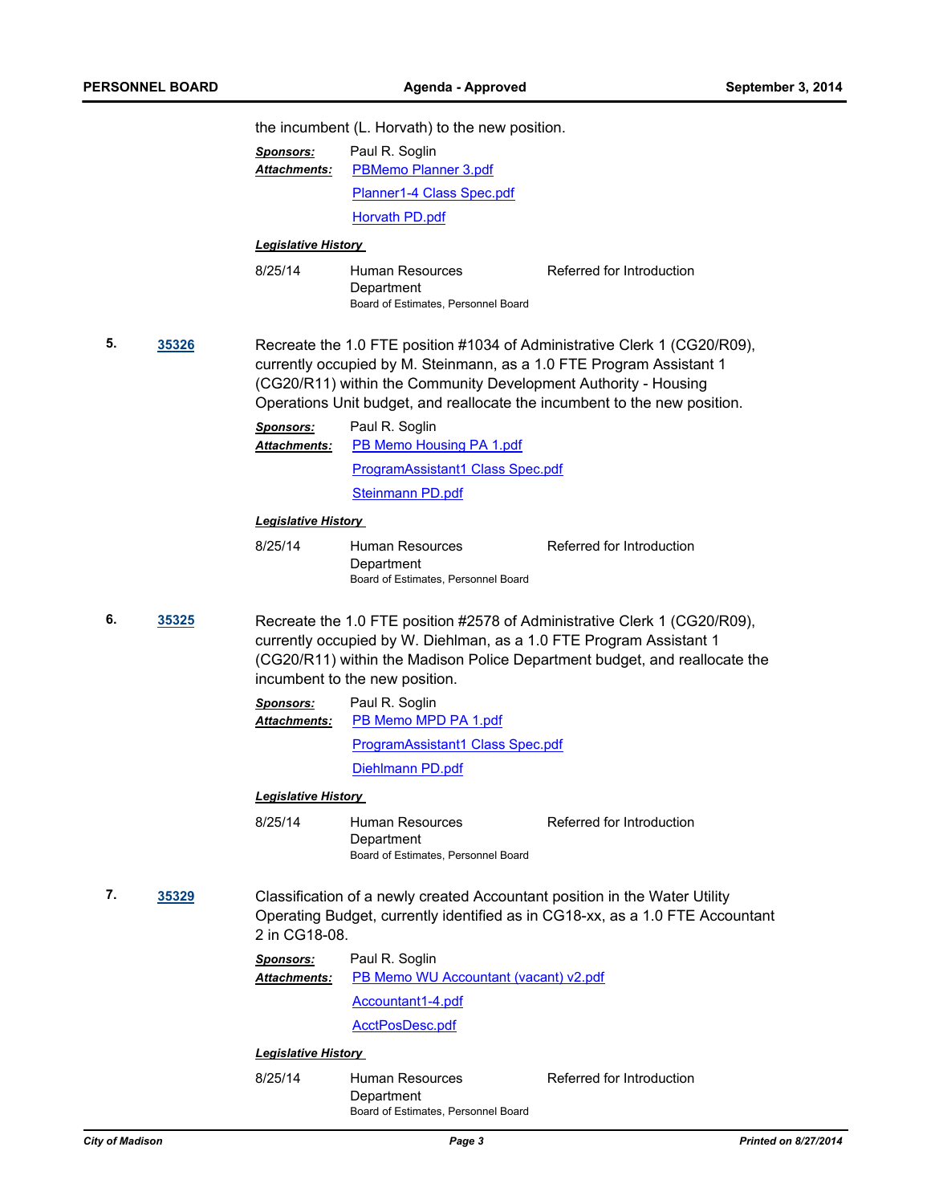the incumbent (L. Horvath) to the new position.

***Sponsors:*** Paul R. Soglin

***Attachments:*** PBMemo Planner 3.pdf

Planner1-4 Class Spec.pdf

Horvath PD.pdf

***Legislative History***

| | | |
|---|---|---|
| 8/25/14 | Human Resources Department<br>Board of Estimates, Personnel Board | Referred for Introduction |

**5.** **35326** Recreate the 1.0 FTE position #1034 of Administrative Clerk 1 (CG20/R09), currently occupied by M. Steinmann, as a 1.0 FTE Program Assistant 1 (CG20/R11) within the Community Development Authority - Housing Operations Unit budget, and reallocate the incumbent to the new position.

***Sponsors:*** Paul R. Soglin

***Attachments:*** PB Memo Housing PA 1.pdf

ProgramAssistant1 Class Spec.pdf

Steinmann PD.pdf

***Legislative History***

| | | |
|---|---|---|
| 8/25/14 | Human Resources Department<br>Board of Estimates, Personnel Board | Referred for Introduction |

**6.** **35325** Recreate the 1.0 FTE position #2578 of Administrative Clerk 1 (CG20/R09), currently occupied by W. Diehlman, as a 1.0 FTE Program Assistant 1 (CG20/R11) within the Madison Police Department budget, and reallocate the incumbent to the new position.

***Sponsors:*** Paul R. Soglin

***Attachments:*** PB Memo MPD PA 1.pdf

ProgramAssistant1 Class Spec.pdf

Diehlmann PD.pdf

***Legislative History***

| | | |
|---|---|---|
| 8/25/14 | Human Resources Department<br>Board of Estimates, Personnel Board | Referred for Introduction |

**7.** **35329** Classification of a newly created Accountant position in the Water Utility Operating Budget, currently identified as in CG18-xx, as a 1.0 FTE Accountant 2 in CG18-08.

***Sponsors:*** Paul R. Soglin

***Attachments:*** PB Memo WU Accountant (vacant) v2.pdf

Accountant1-4.pdf

AcctPosDesc.pdf

***Legislative History***

| | | |
|---|---|---|
| 8/25/14 | Human Resources Department<br>Board of Estimates, Personnel Board | Referred for Introduction |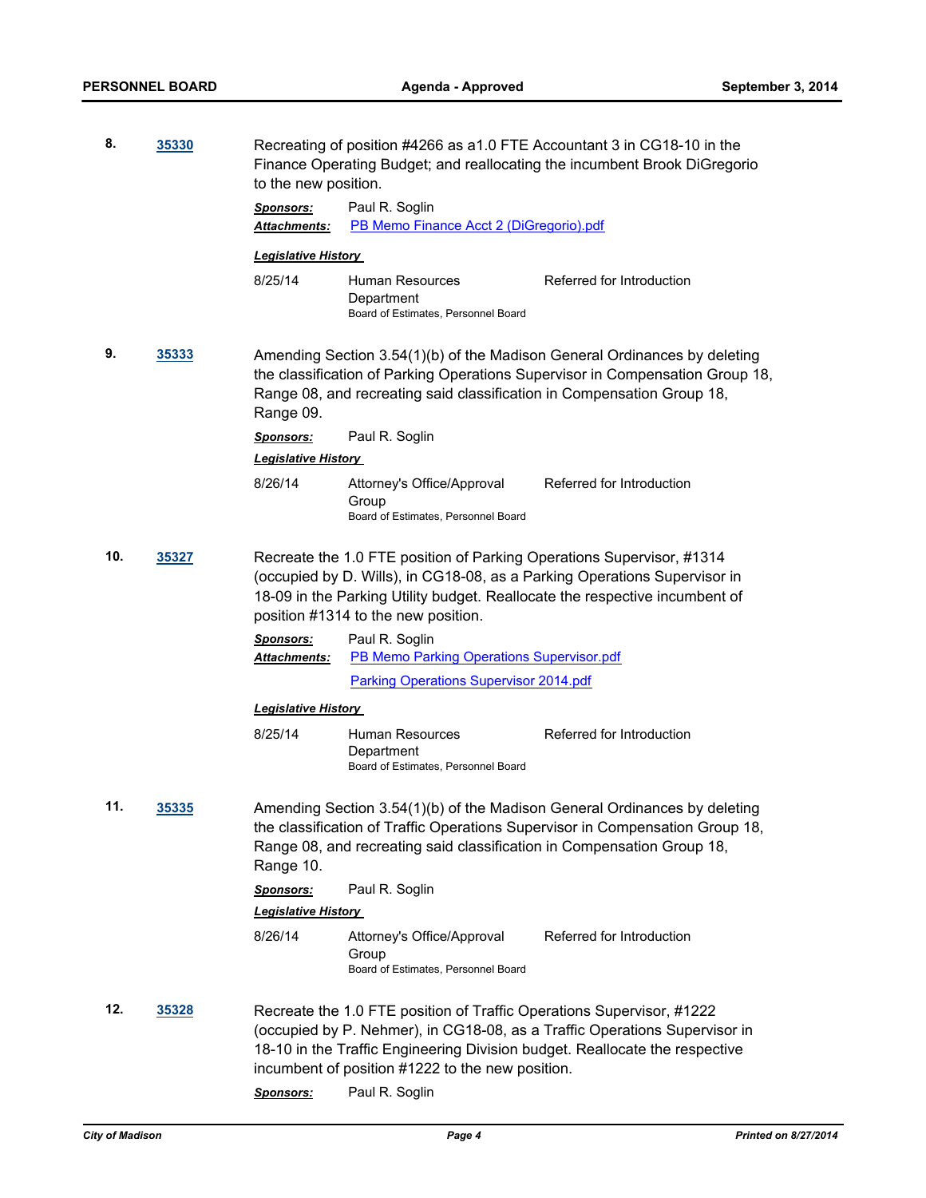**8.** **35330**

Recreating of position #4266 as a1.0 FTE Accountant 3 in CG18-10 in the Finance Operating Budget; and reallocating the incumbent Brook DiGregorio to the new position.

***Sponsors:*** Paul R. Soglin

***Attachments:*** PB Memo Finance Acct 2 (DiGregorio).pdf

***Legislative History***

| | | |
|---|---|---|
| 8/25/14 | Human Resources Department<br>Board of Estimates, Personnel Board | Referred for Introduction |

**9.** **35333**

Amending Section 3.54(1)(b) of the Madison General Ordinances by deleting the classification of Parking Operations Supervisor in Compensation Group 18, Range 08, and recreating said classification in Compensation Group 18, Range 09.

***Sponsors:*** Paul R. Soglin

***Legislative History***

| | | |
|---|---|---|
| 8/26/14 | Attorney's Office/Approval Group<br>Board of Estimates, Personnel Board | Referred for Introduction |

**10.** **35327**

Recreate the 1.0 FTE position of Parking Operations Supervisor, #1314 (occupied by D. Wills), in CG18-08, as a Parking Operations Supervisor in 18-09 in the Parking Utility budget. Reallocate the respective incumbent of position #1314 to the new position.

***Sponsors:*** Paul R. Soglin

***Attachments:*** PB Memo Parking Operations Supervisor.pdf

Parking Operations Supervisor 2014.pdf

***Legislative History***

| | | |
|---|---|---|
| 8/25/14 | Human Resources Department<br>Board of Estimates, Personnel Board | Referred for Introduction |

**11.** **35335**

Amending Section 3.54(1)(b) of the Madison General Ordinances by deleting the classification of Traffic Operations Supervisor in Compensation Group 18, Range 08, and recreating said classification in Compensation Group 18, Range 10.

***Sponsors:*** Paul R. Soglin

***Legislative History***

| | | |
|---|---|---|
| 8/26/14 | Attorney's Office/Approval Group<br>Board of Estimates, Personnel Board | Referred for Introduction |

**12.** **35328**

Recreate the 1.0 FTE position of Traffic Operations Supervisor, #1222 (occupied by P. Nehmer), in CG18-08, as a Traffic Operations Supervisor in 18-10 in the Traffic Engineering Division budget. Reallocate the respective incumbent of position #1222 to the new position.

***Sponsors:*** Paul R. Soglin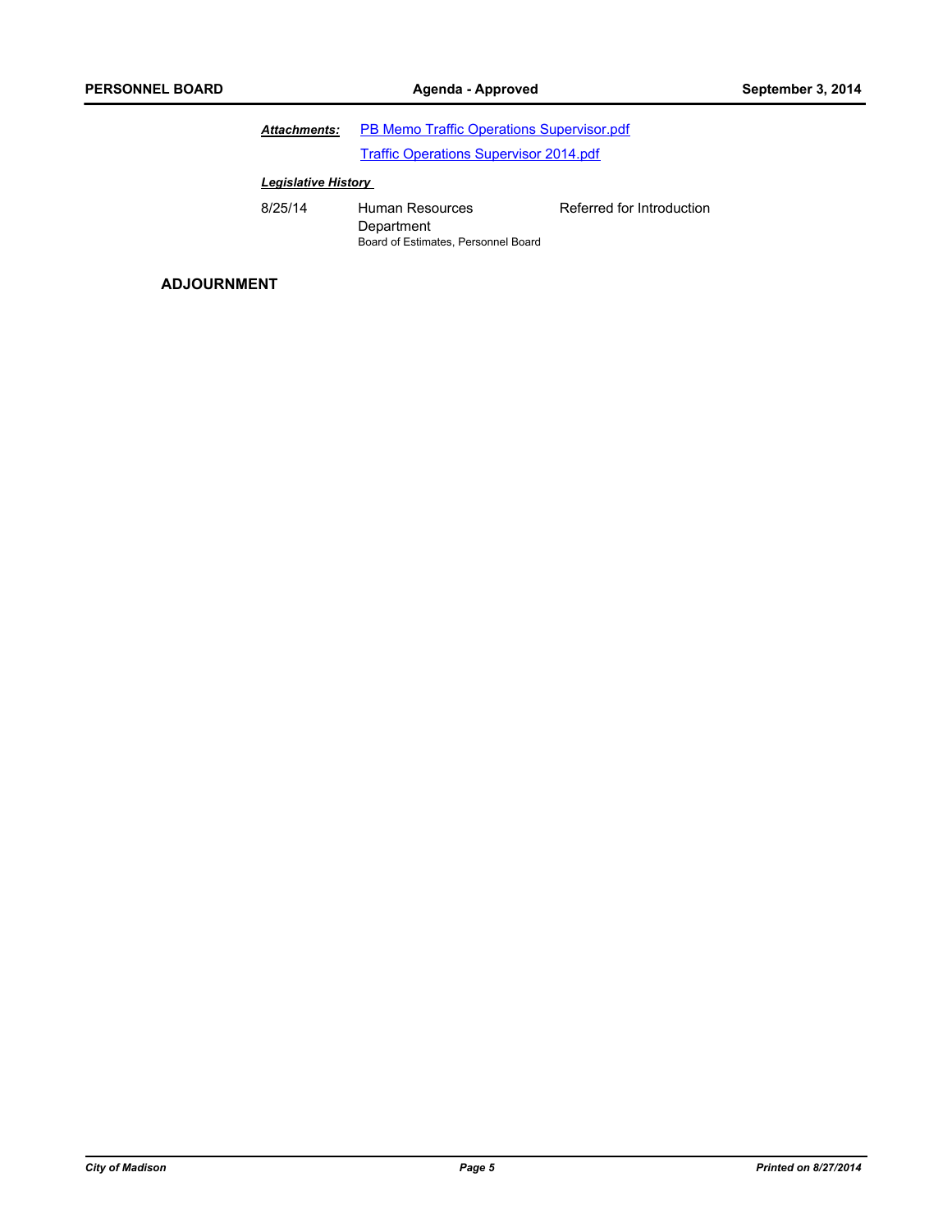***Attachments:*** [PB Memo Traffic Operations Supervisor.pdf]

[Traffic Operations Supervisor 2014.pdf]

***Legislative History***

| | | |
|---|---|---|
| 8/25/14 | Human Resources Department<br>Board of Estimates, Personnel Board | Referred for Introduction |

**ADJOURNMENT**